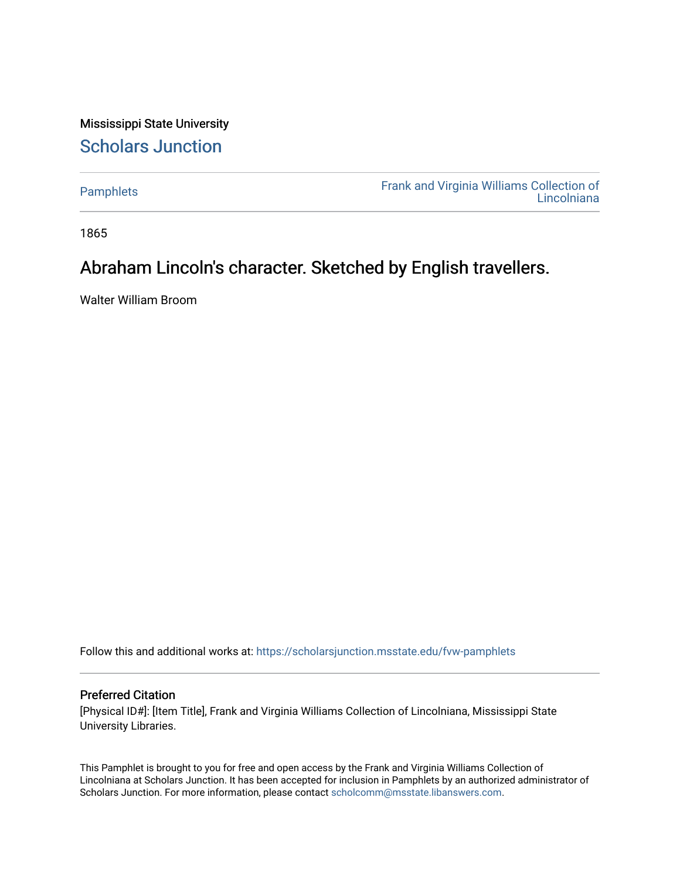Mississippi State University

# Scholars Junction

Pamphlets

Frank and Virginia Williams Collection of Lincolniana

1865

## Abraham Lincoln's character. Sketched by English travellers.

Walter William Broom

Follow this and additional works at: https://scholarsjunction.msstate.edu/fvw-pamphlets

### Preferred Citation

[Physical ID#]: [Item Title], Frank and Virginia Williams Collection of Lincolniana, Mississippi State University Libraries.

This Pamphlet is brought to you for free and open access by the Frank and Virginia Williams Collection of Lincolniana at Scholars Junction. It has been accepted for inclusion in Pamphlets by an authorized administrator of Scholars Junction. For more information, please contact scholcomm@msstate.libanswers.com.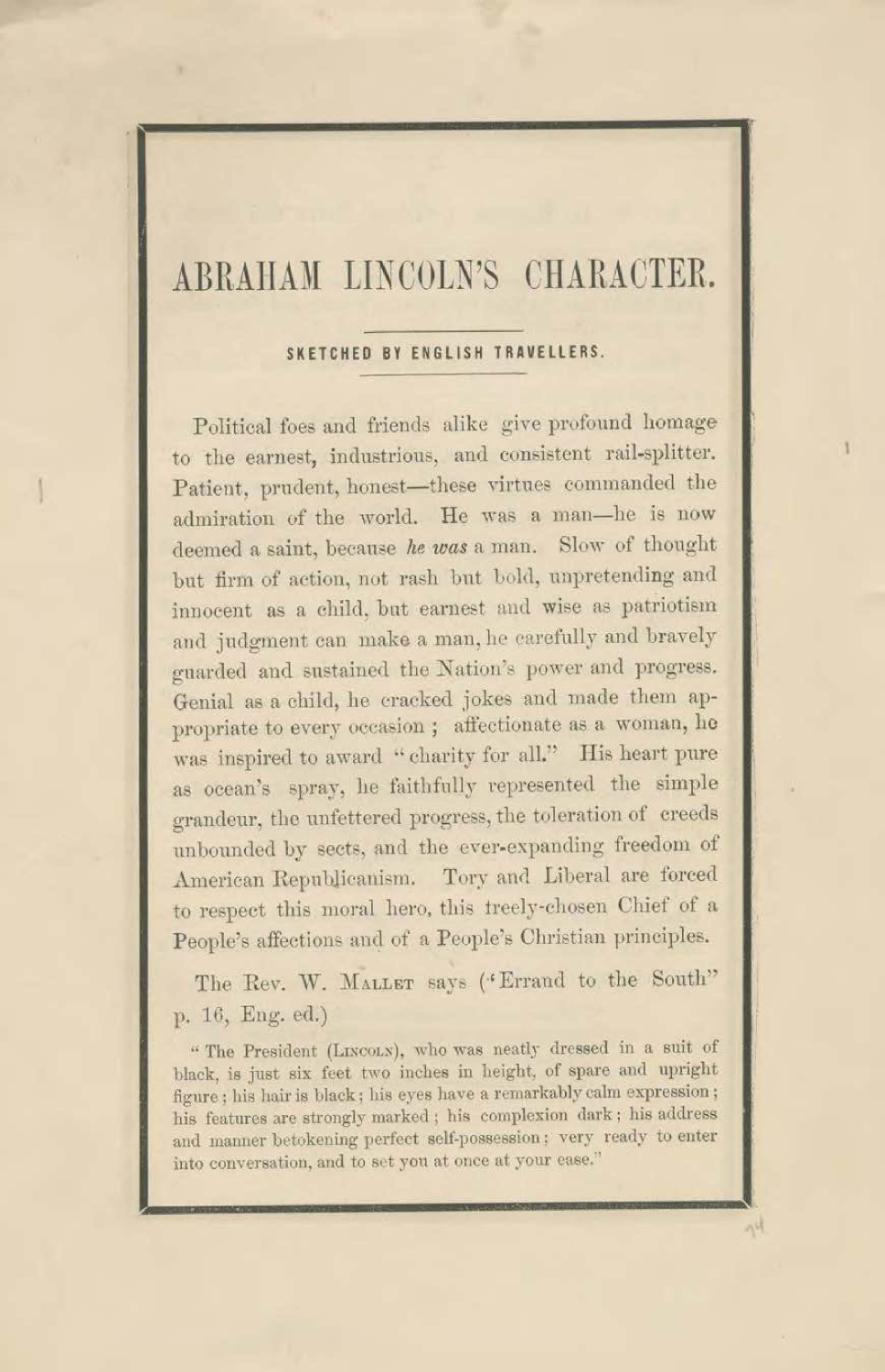# ABRAHAM LINCOLN'S CHARACTER.

## SKETCHED BY ENGLISH TRAVELLERS.

Political foes and friends alike give profound homage to the earnest, industrious, and consistent rail-splitter. Patient, prudent, honest—these virtues commanded the admiration of the world. He was a man—he is now deemed a saint, because *he was* a man. Slow of thought but firm of action, not rash but bold, unpretending and innocent as a child, but earnest and wise as patriotism and judgment can make a man, he carefully and bravely guarded and sustained the Nation's power and progress. Genial as a child, he cracked jokes and made them appropriate to every occasion; affectionate as a woman, he was inspired to award "charity for all." His heart pure as ocean's spray, he faithfully represented the simple grandeur, the unfettered progress, the toleration of creeds unbounded by sects, and the ever-expanding freedom of American Republicanism. Tory and Liberal are forced to respect this moral hero, this freely-chosen Chief of a People's affections and of a People's Christian principles.

The Rev. W. Mallet says ("Errand to the South" p. 16, Eng. ed.)

"The President (Lincoln), who was neatly dressed in a suit of black, is just six feet two inches in height, of spare and upright figure; his hair is black; his eyes have a remarkably calm expression; his features are strongly marked; his complexion dark; his address and manner betokening perfect self-possession; very ready to enter into conversation, and to set you at once at your ease."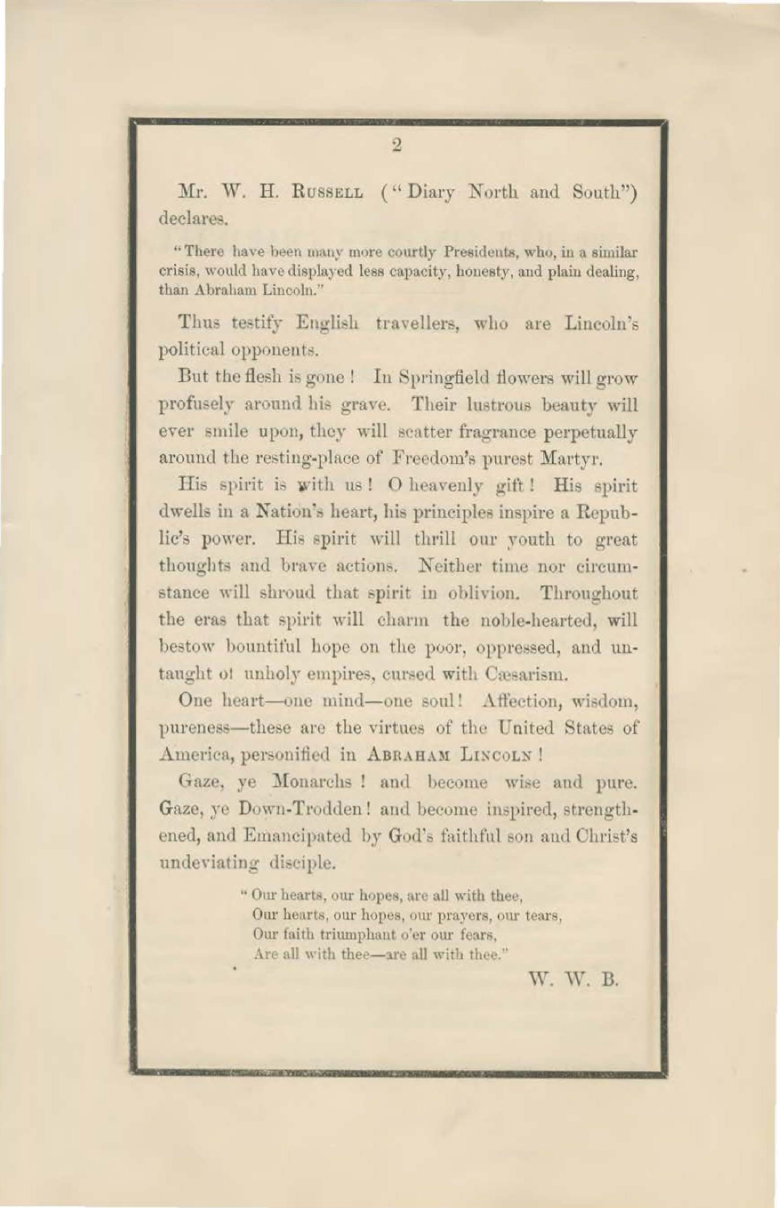Mr. W. H. RUSSELL ("Diary North and South") declares,

> "There have been many more courtly Presidents, who, in a similar crisis, would have displayed less capacity, honesty, and plain dealing, than Abraham Lincoln."

Thus testify English travellers, who are Lincoln's political opponents.

But the flesh is gone! In Springfield flowers will grow profusely around his grave. Their lustrous beauty will ever smile upon, they will scatter fragrance perpetually around the resting-place of Freedom's purest Martyr.

His spirit is with us! O heavenly gift! His spirit dwells in a Nation's heart, his principles inspire a Republic's power. His spirit will thrill our youth to great thoughts and brave actions. Neither time nor circumstance will shroud that spirit in oblivion. Throughout the eras that spirit will charm the noble-hearted, will bestow bountiful hope on the poor, oppressed, and untaught ot unholy empires, cursed with Cæsarism.

One heart—one mind—one soul! Affection, wisdom, pureness—these are the virtues of the United States of America, personified in ABRAHAM LINCOLN!

Gaze, ye Monarchs! and become wise and pure. Gaze, ye Down-Trodden! and become inspired, strengthened, and Emancipated by God's faithful son and Christ's undeviating disciple.

> "Our hearts, our hopes, are all with thee,
> Our hearts, our hopes, our prayers, our tears,
> Our faith triumphant o'er our fears,
> Are all with thee—are all with thee."

W. W. B.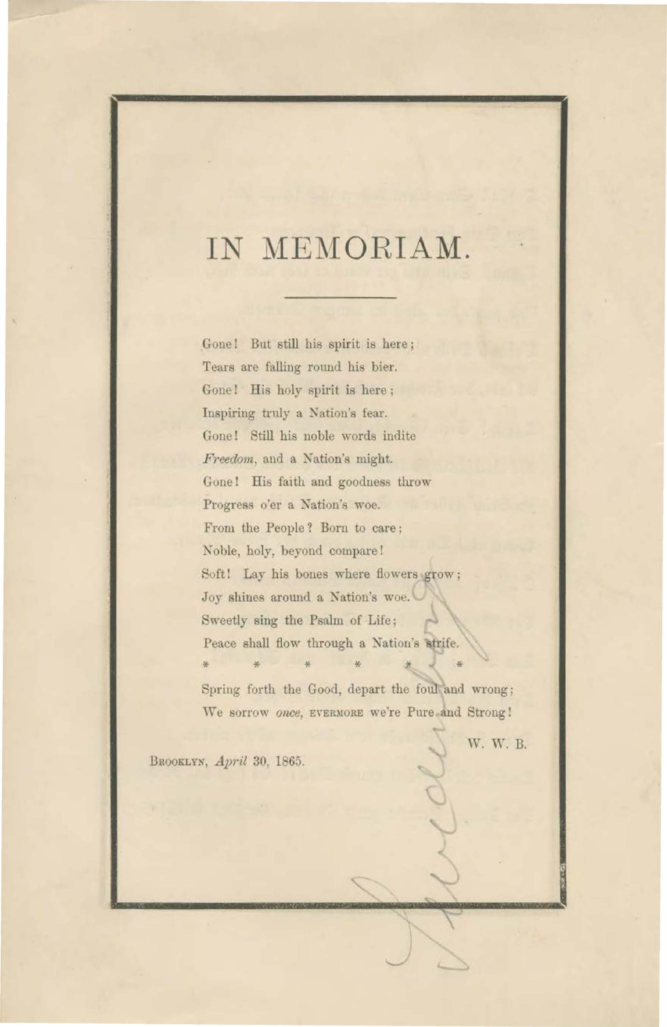# IN MEMORIAM.

Gone! But still his spirit is here;
Tears are falling round his bier.
Gone! His holy spirit is here;
Inspiring truly a Nation's fear.
Gone! Still his noble words indite
*Freedom,* and a Nation's might.
Gone! His faith and goodness throw
Progress o'er a Nation's woe.
From the People? Born to care;
Noble, holy, beyond compare!
Soft! Lay his bones where flowers grow;
Joy shines around a Nation's woe.
Sweetly sing the Psalm of Life;
Peace shall flow through a Nation's strife.

\* \* \* \* \* \*

Spring forth the Good, depart the foul and wrong;
We sorrow *once,* EVERMORE we're Pure and Strong!

W. W. B.

BROOKLYN, *April* 30, 1865.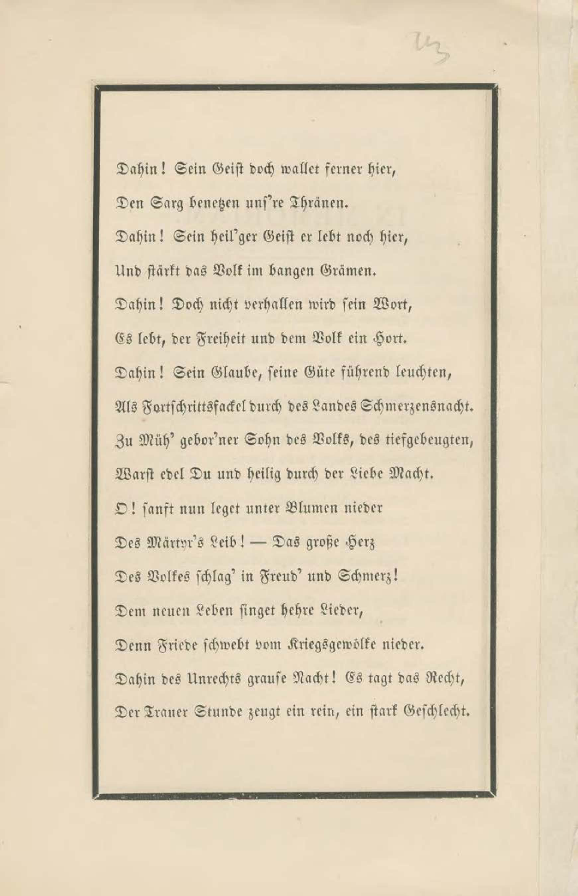Dahin! Sein Geist doch wallet ferner hier,

Den Sarg benetzen uns're Thränen.

Dahin! Sein heil'ger Geist er lebt noch hier,

Und stärkt das Volk im bangen Grämen.

Dahin! Doch nicht verhallen wird sein Wort,

Es lebt, der Freiheit und dem Volk ein Hort.

Dahin! Sein Glaube, seine Güte führend leuchten,

Als Fortschrittsfackel durch des Landes Schmerzensnacht.

Zu Müh' gebor'ner Sohn des Volks, des tiefgebeugten,

Warst edel Du und heilig durch der Liebe Macht.

O! sanft nun leget unter Blumen nieder

Des Märtyr's Leib! — Das große Herz

Des Volkes schlag' in Freud' und Schmerz!

Dem neuen Leben singet hehre Lieder,

Denn Friede schwebt vom Kriegsgewölke nieder.

Dahin des Unrechts grause Nacht! Es tagt das Recht,

Der Trauer Stunde zeugt ein rein, ein stark Geschlecht.